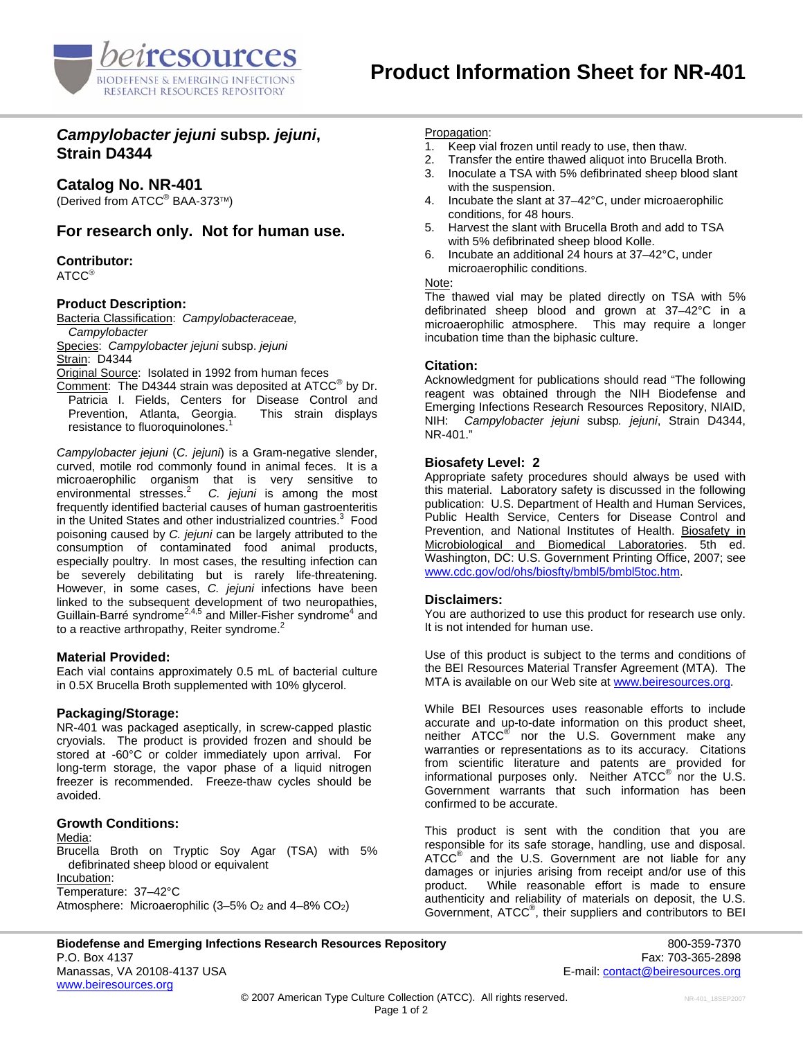# Product Information Sheet for NR-401

## *Campylobacter jejuni* subsp. *jejuni*, Strain D4344

## Catalog No. NR-401

(Derived from ATCC® BAA-373™)

## For research only. Not for human use.

### Contributor:

ATCC®

### Product Description:

Bacteria Classification: *Campylobacteraceae, Campylobacter*
Species: *Campylobacter jejuni* subsp. *jejuni*
Strain: D4344
Original Source: Isolated in 1992 from human feces
Comment: The D4344 strain was deposited at ATCC® by Dr. Patricia I. Fields, Centers for Disease Control and Prevention, Atlanta, Georgia. This strain displays resistance to fluoroquinolones.[1]

*Campylobacter jejuni* (*C. jejuni*) is a Gram-negative slender, curved, motile rod commonly found in animal feces. It is a microaerophilic organism that is very sensitive to environmental stresses.[2] *C. jejuni* is among the most frequently identified bacterial causes of human gastroenteritis in the United States and other industrialized countries.[3] Food poisoning caused by *C. jejuni* can be largely attributed to the consumption of contaminated food animal products, especially poultry. In most cases, the resulting infection can be severely debilitating but is rarely life-threatening. However, in some cases, *C. jejuni* infections have been linked to the subsequent development of two neuropathies, Guillain-Barré syndrome[2,4,5] and Miller-Fisher syndrome[4] and to a reactive arthropathy, Reiter syndrome.[2]

### Material Provided:

Each vial contains approximately 0.5 mL of bacterial culture in 0.5X Brucella Broth supplemented with 10% glycerol.

### Packaging/Storage:

NR-401 was packaged aseptically, in screw-capped plastic cryovials. The product is provided frozen and should be stored at -60°C or colder immediately upon arrival. For long-term storage, the vapor phase of a liquid nitrogen freezer is recommended. Freeze-thaw cycles should be avoided.

### Growth Conditions:

Media:
Brucella Broth on Tryptic Soy Agar (TSA) with 5% defibrinated sheep blood or equivalent
Incubation:
Temperature: 37–42°C
Atmosphere: Microaerophilic (3–5% $O_2$ and 4–8% $CO_2$)

Propagation:

1. Keep vial frozen until ready to use, then thaw.
2. Transfer the entire thawed aliquot into Brucella Broth.
3. Inoculate a TSA with 5% defibrinated sheep blood slant with the suspension.
4. Incubate the slant at 37–42°C, under microaerophilic conditions, for 48 hours.
5. Harvest the slant with Brucella Broth and add to TSA with 5% defibrinated sheep blood Kolle.
6. Incubate an additional 24 hours at 37–42°C, under microaerophilic conditions.

Note:
The thawed vial may be plated directly on TSA with 5% defibrinated sheep blood and grown at 37–42°C in a microaerophilic atmosphere. This may require a longer incubation time than the biphasic culture.

### Citation:

Acknowledgment for publications should read "The following reagent was obtained through the NIH Biodefense and Emerging Infections Research Resources Repository, NIAID, NIH: *Campylobacter jejuni* subsp*. jejuni*, Strain D4344, NR-401."

### Biosafety Level: 2

Appropriate safety procedures should always be used with this material. Laboratory safety is discussed in the following publication: U.S. Department of Health and Human Services, Public Health Service, Centers for Disease Control and Prevention, and National Institutes of Health. Biosafety in Microbiological and Biomedical Laboratories. 5th ed. Washington, DC: U.S. Government Printing Office, 2007; see www.cdc.gov/od/ohs/biosfty/bmbl5/bmbl5toc.htm.

### Disclaimers:

You are authorized to use this product for research use only. It is not intended for human use.

Use of this product is subject to the terms and conditions of the BEI Resources Material Transfer Agreement (MTA). The MTA is available on our Web site at www.beiresources.org.

While BEI Resources uses reasonable efforts to include accurate and up-to-date information on this product sheet, neither ATCC® nor the U.S. Government make any warranties or representations as to its accuracy. Citations from scientific literature and patents are provided for informational purposes only. Neither ATCC® nor the U.S. Government warrants that such information has been confirmed to be accurate.

This product is sent with the condition that you are responsible for its safe storage, handling, use and disposal. ATCC® and the U.S. Government are not liable for any damages or injuries arising from receipt and/or use of this product. While reasonable effort is made to ensure authenticity and reliability of materials on deposit, the U.S. Government, ATCC®, their suppliers and contributors to BEI

**Biodefense and Emerging Infections Research Resources Repository**
P.O. Box 4137
Manassas, VA 20108-4137 USA
www.beiresources.org

800-359-7370
Fax: 703-365-2898
E-mail: contact@beiresources.org

© 2007 American Type Culture Collection (ATCC). All rights reserved.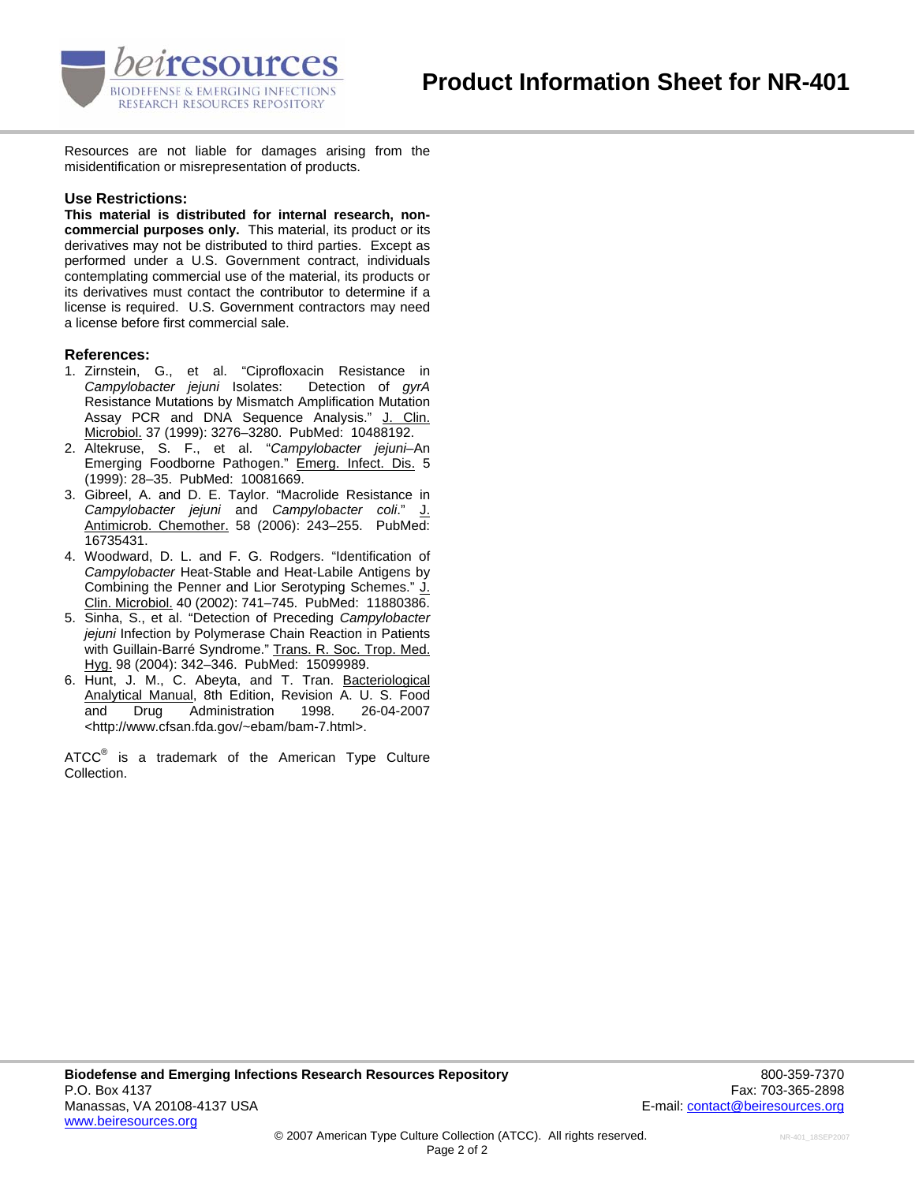Resources are not liable for damages arising from the misidentification or misrepresentation of products.

### Use Restrictions:

**This material is distributed for internal research, non-commercial purposes only.** This material, its product or its derivatives may not be distributed to third parties. Except as performed under a U.S. Government contract, individuals contemplating commercial use of the material, its products or its derivatives must contact the contributor to determine if a license is required. U.S. Government contractors may need a license before first commercial sale.

### References:

1. Zirnstein, G., et al. "Ciprofloxacin Resistance in *Campylobacter jejuni* Isolates: Detection of *gyrA* Resistance Mutations by Mismatch Amplification Mutation Assay PCR and DNA Sequence Analysis." J. Clin. Microbiol. 37 (1999): 3276–3280. PubMed: 10488192.
2. Altekruse, S. F., et al. "*Campylobacter jejuni*–An Emerging Foodborne Pathogen." Emerg. Infect. Dis. 5 (1999): 28–35. PubMed: 10081669.
3. Gibreel, A. and D. E. Taylor. "Macrolide Resistance in *Campylobacter jejuni* and *Campylobacter coli*." J. Antimicrob. Chemother. 58 (2006): 243–255. PubMed: 16735431.
4. Woodward, D. L. and F. G. Rodgers. "Identification of *Campylobacter* Heat-Stable and Heat-Labile Antigens by Combining the Penner and Lior Serotyping Schemes." J. Clin. Microbiol. 40 (2002): 741–745. PubMed: 11880386.
5. Sinha, S., et al. "Detection of Preceding *Campylobacter jejuni* Infection by Polymerase Chain Reaction in Patients with Guillain-Barré Syndrome." Trans. R. Soc. Trop. Med. Hyg. 98 (2004): 342–346. PubMed: 15099989.
6. Hunt, J. M., C. Abeyta, and T. Tran. Bacteriological Analytical Manual, 8th Edition, Revision A. U. S. Food and Drug Administration 1998. 26-04-2007 <http://www.cfsan.fda.gov/~ebam/bam-7.html>.

ATCC® is a trademark of the American Type Culture Collection.